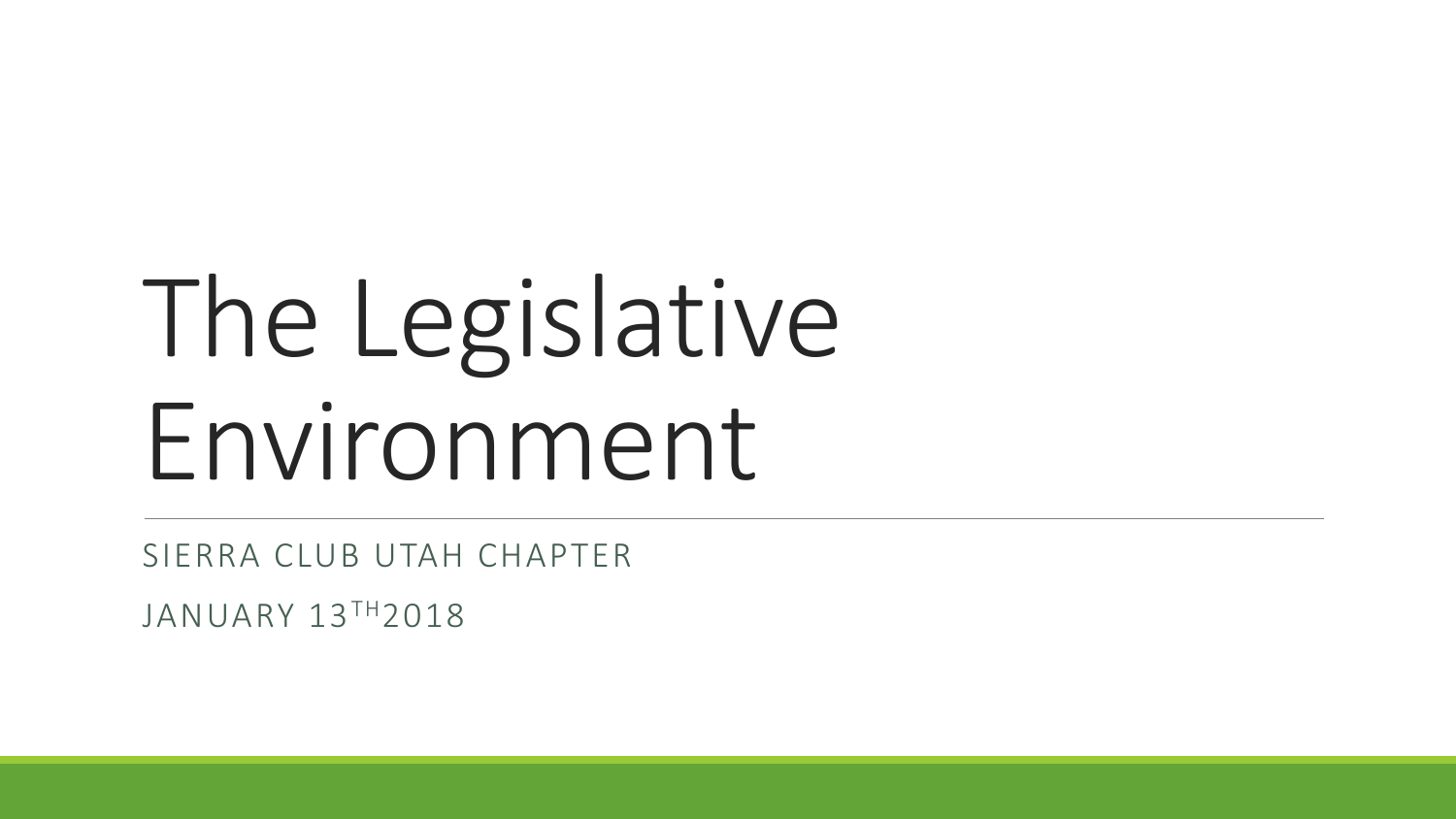# The Legislative Environment

SIERRA CLUB UTAH CHAPTER

JANUARY 13TH 2018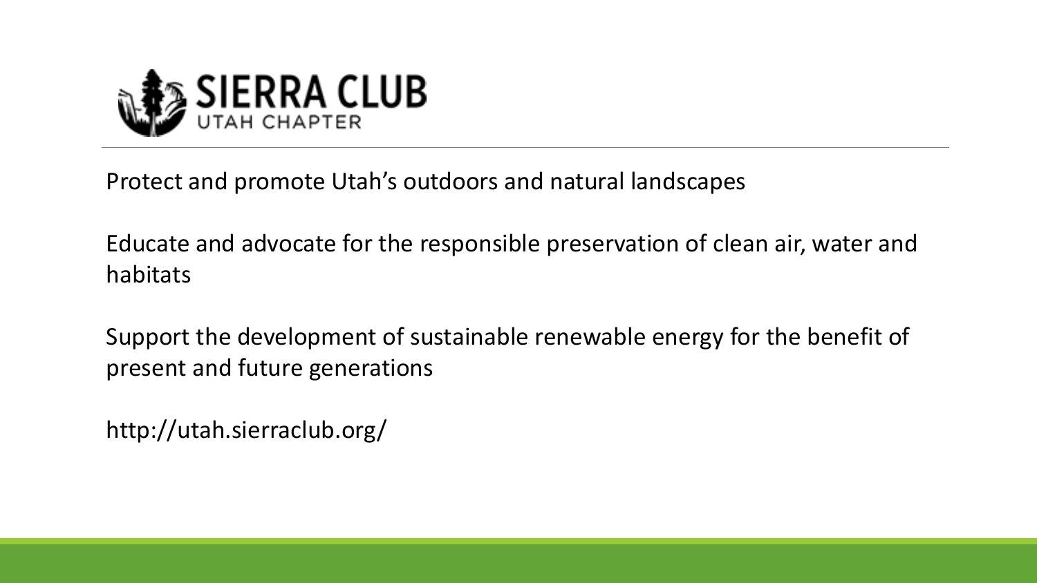# SIERRA CLUB
## UTAH CHAPTER

Protect and promote Utah's outdoors and natural landscapes

Educate and advocate for the responsible preservation of clean air, water and habitats

Support the development of sustainable renewable energy for the benefit of present and future generations

http://utah.sierraclub.org/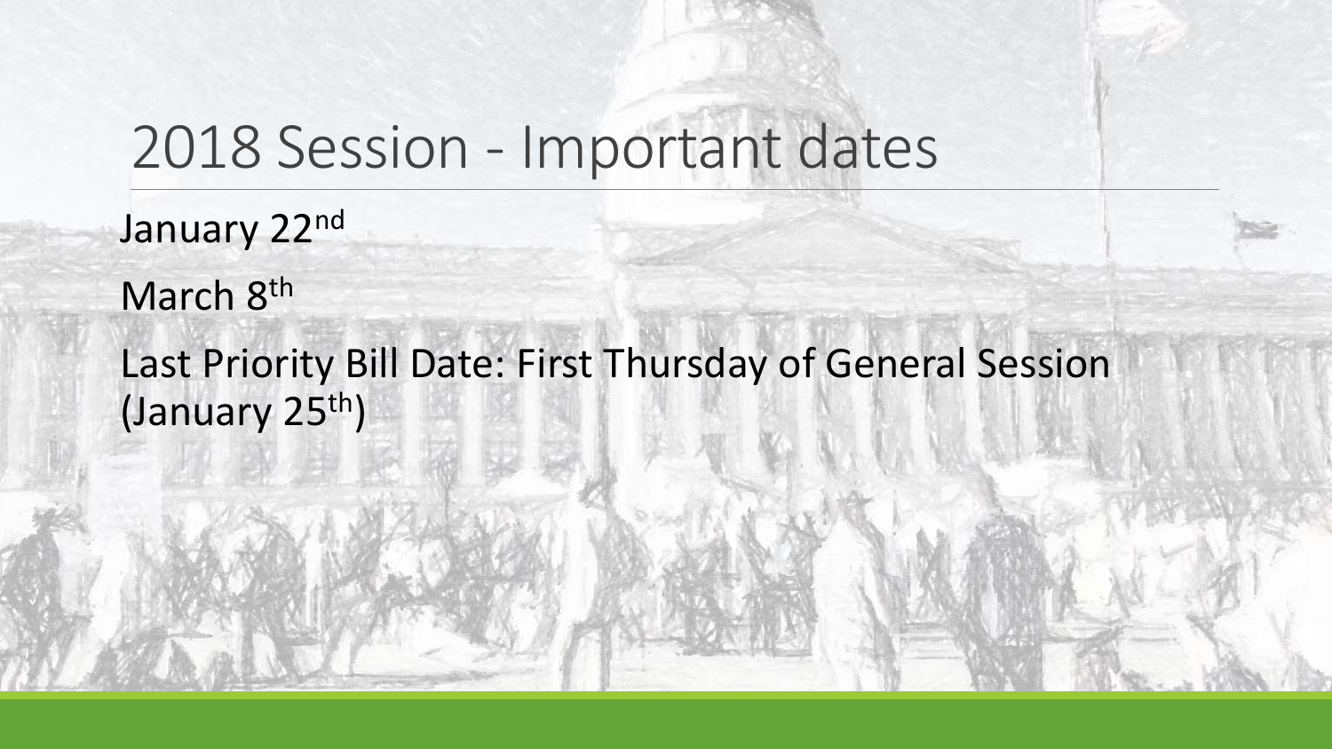# 2018 Session - Important dates

January 22nd

March 8th

Last Priority Bill Date: First Thursday of General Session (January 25th)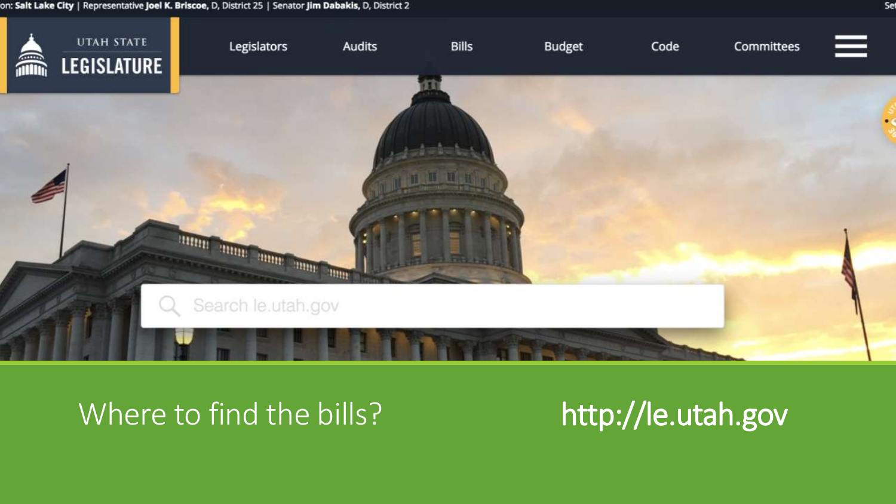Where to find the bills?

http://le.utah.gov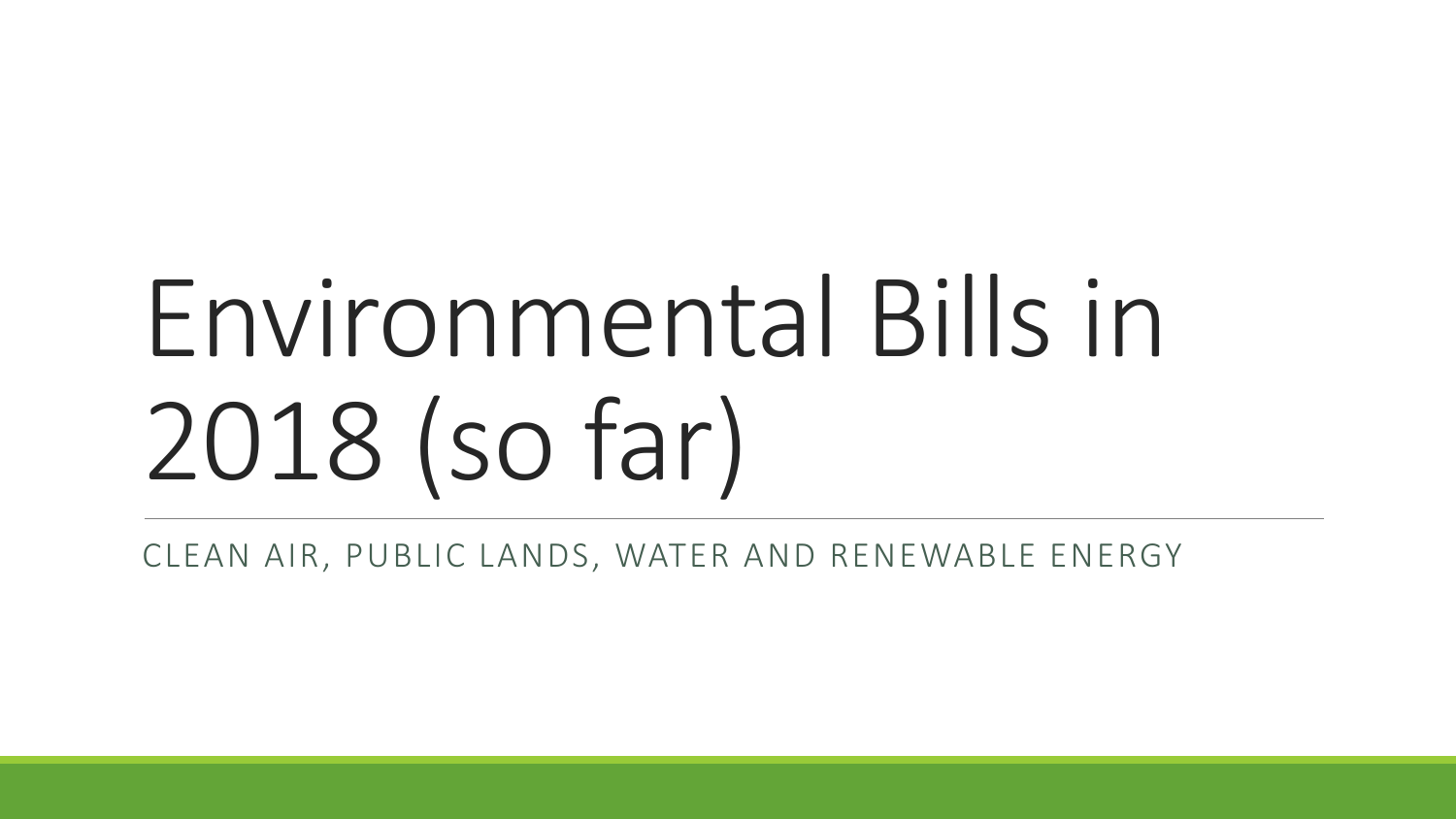# Environmental Bills in 2018 (so far)

CLEAN AIR, PUBLIC LANDS, WATER AND RENEWABLE ENERGY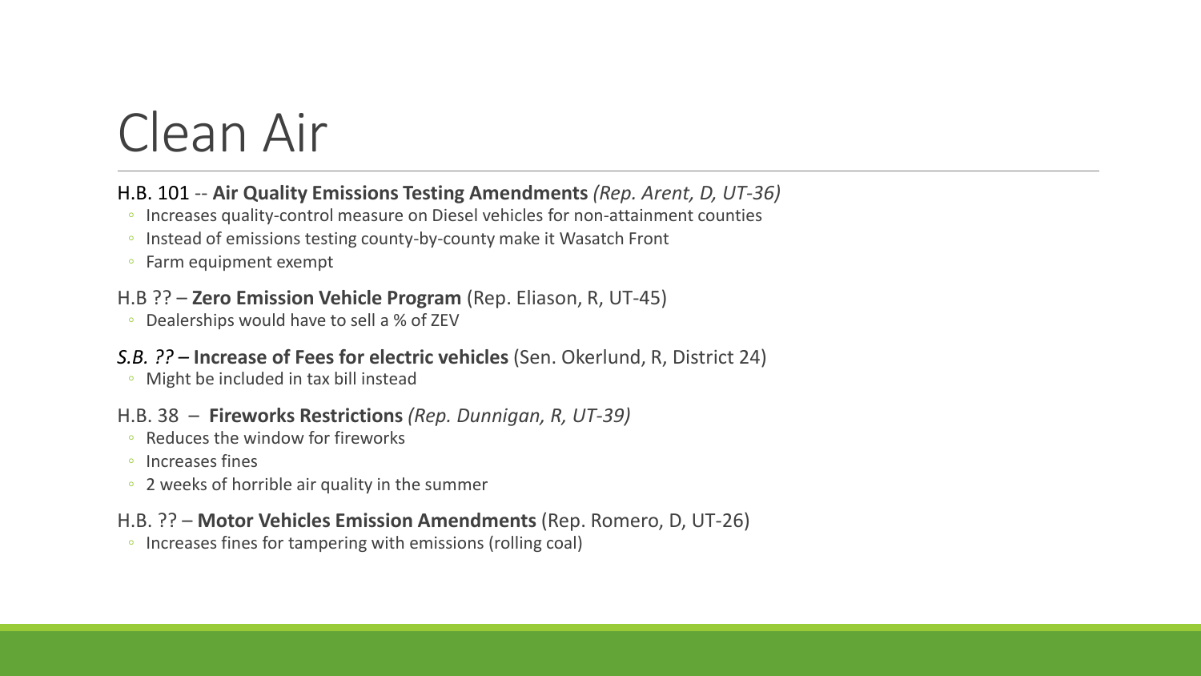# Clean Air

H.B. 101 -- **Air Quality Emissions Testing Amendments** *(Rep. Arent, D, UT-36)*

- Increases quality-control measure on Diesel vehicles for non-attainment counties
- Instead of emissions testing county-by-county make it Wasatch Front
- Farm equipment exempt

H.B ?? – **Zero Emission Vehicle Program** (Rep. Eliason, R, UT-45)

- Dealerships would have to sell a % of ZEV

*S.B. ??* – **Increase of Fees for electric vehicles** (Sen. Okerlund, R, District 24)

- Might be included in tax bill instead

H.B. 38 – **Fireworks Restrictions** *(Rep. Dunnigan, R, UT-39)*

- Reduces the window for fireworks
- Increases fines
- 2 weeks of horrible air quality in the summer

H.B. ?? – **Motor Vehicles Emission Amendments** (Rep. Romero, D, UT-26)

- Increases fines for tampering with emissions (rolling coal)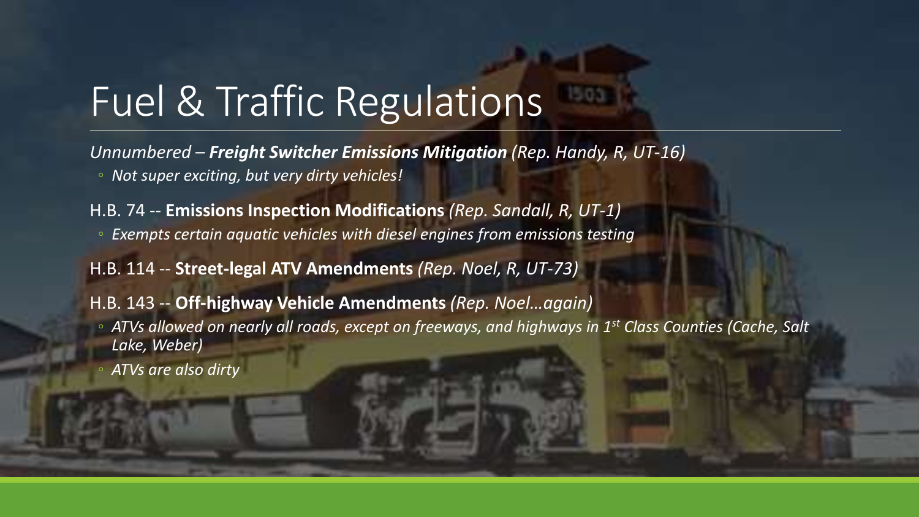# Fuel & Traffic Regulations

*Unnumbered* – ***Freight Switcher Emissions Mitigation*** *(Rep. Handy, R, UT-16)*

- *Not super exciting, but very dirty vehicles!*

H.B. 74 -- **Emissions Inspection Modifications** *(Rep. Sandall, R, UT-1)*

- *Exempts certain aquatic vehicles with diesel engines from emissions testing*

H.B. 114 -- **Street-legal ATV Amendments** *(Rep. Noel, R, UT-73)*

H.B. 143 -- **Off-highway Vehicle Amendments** *(Rep. Noel…again)*

- *ATVs allowed on nearly all roads, except on freeways, and highways in 1st Class Counties (Cache, Salt Lake, Weber)*
- *ATVs are also dirty*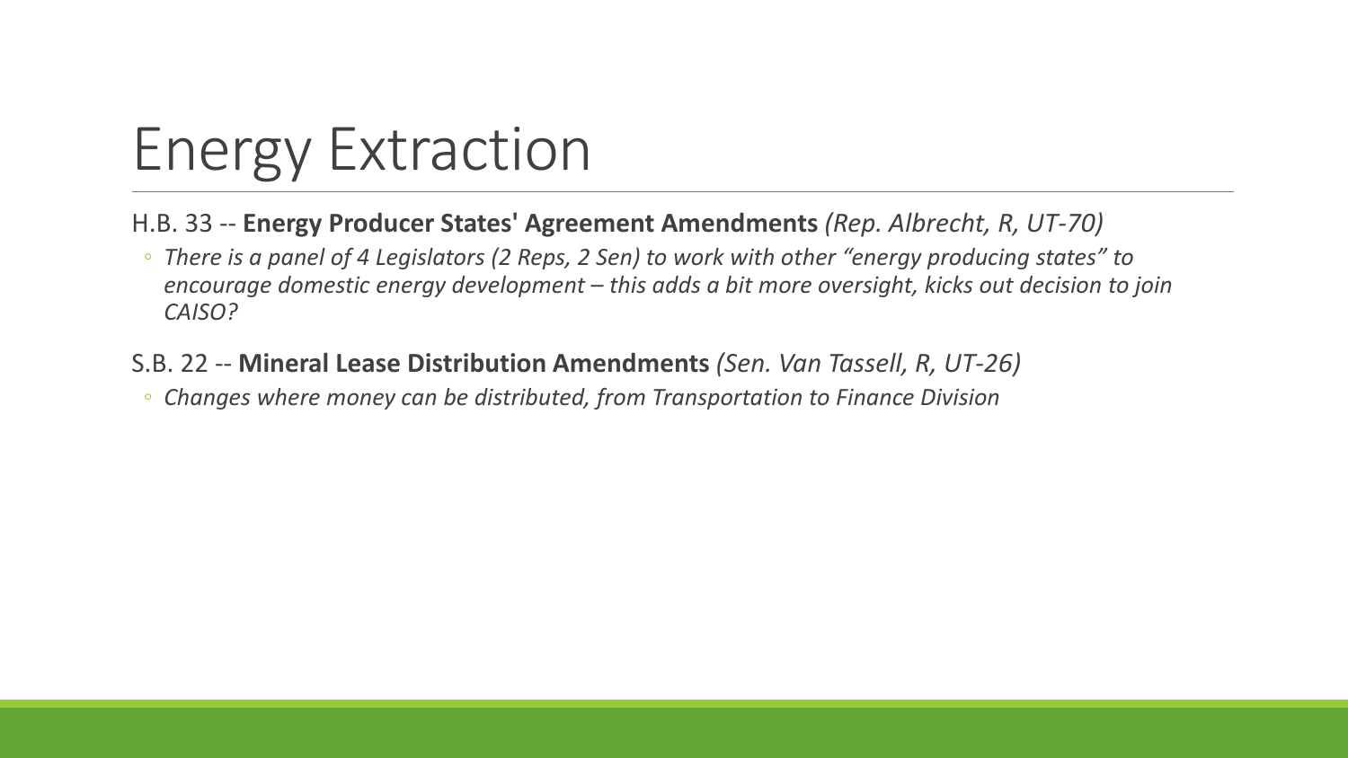# Energy Extraction

H.B. 33 -- **Energy Producer States' Agreement Amendments** *(Rep. Albrecht, R, UT-70)*

- *There is a panel of 4 Legislators (2 Reps, 2 Sen) to work with other "energy producing states" to encourage domestic energy development – this adds a bit more oversight, kicks out decision to join CAISO?*

S.B. 22 -- **Mineral Lease Distribution Amendments** *(Sen. Van Tassell, R, UT-26)*

- *Changes where money can be distributed, from Transportation to Finance Division*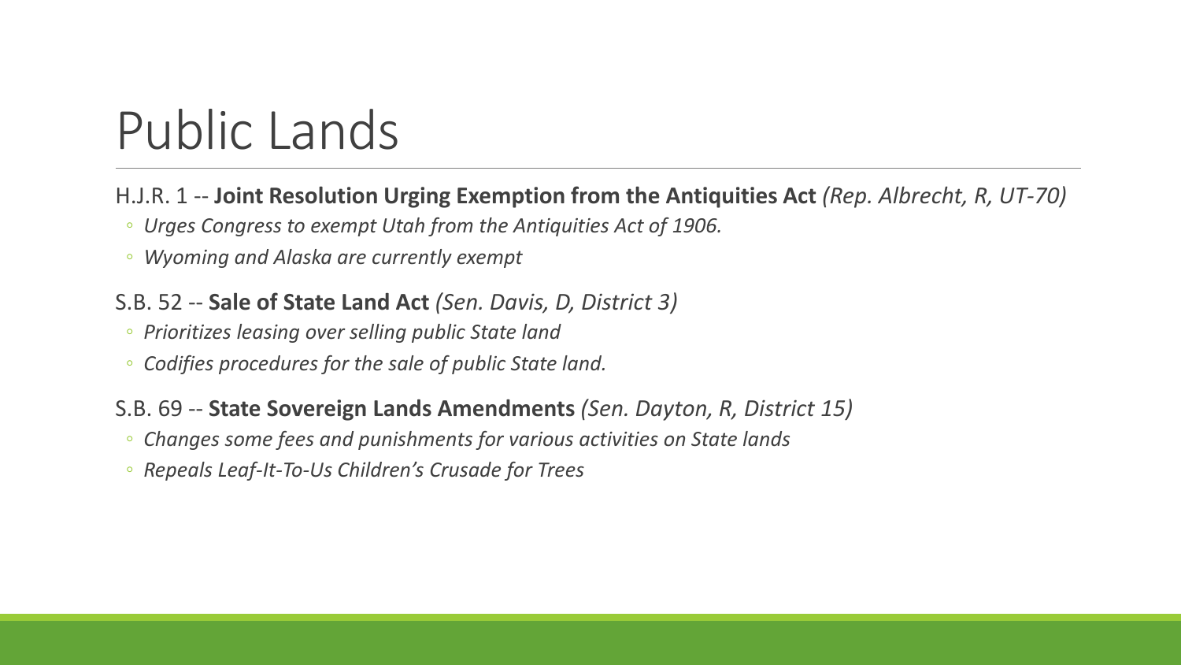# Public Lands

H.J.R. 1 -- **Joint Resolution Urging Exemption from the Antiquities Act** *(Rep. Albrecht, R, UT-70)*

- *Urges Congress to exempt Utah from the Antiquities Act of 1906.*
- *Wyoming and Alaska are currently exempt*

S.B. 52 -- **Sale of State Land Act** *(Sen. Davis, D, District 3)*

- *Prioritizes leasing over selling public State land*
- *Codifies procedures for the sale of public State land.*

S.B. 69 -- **State Sovereign Lands Amendments** *(Sen. Dayton, R, District 15)*

- *Changes some fees and punishments for various activities on State lands*
- *Repeals Leaf-It-To-Us Children's Crusade for Trees*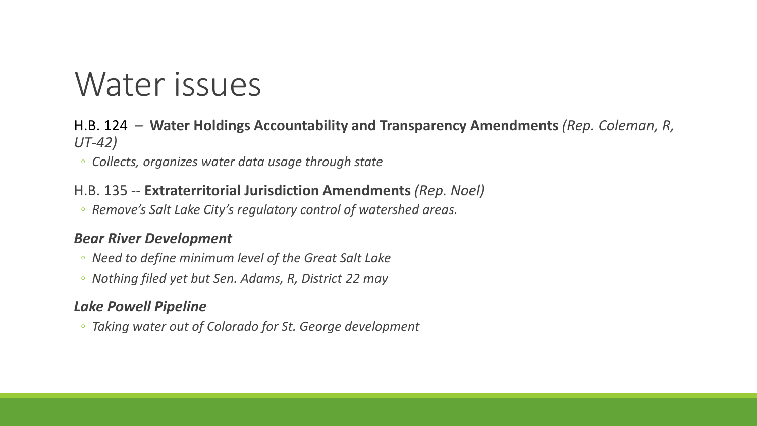# Water issues

H.B. 124 – **Water Holdings Accountability and Transparency Amendments** *(Rep. Coleman, R, UT-42)*

- *Collects, organizes water data usage through state*

H.B. 135 -- **Extraterritorial Jurisdiction Amendments** *(Rep. Noel)*

- *Remove's Salt Lake City's regulatory control of watershed areas.*

***Bear River Development***

- *Need to define minimum level of the Great Salt Lake*
- *Nothing filed yet but Sen. Adams, R, District 22 may*

***Lake Powell Pipeline***

- *Taking water out of Colorado for St. George development*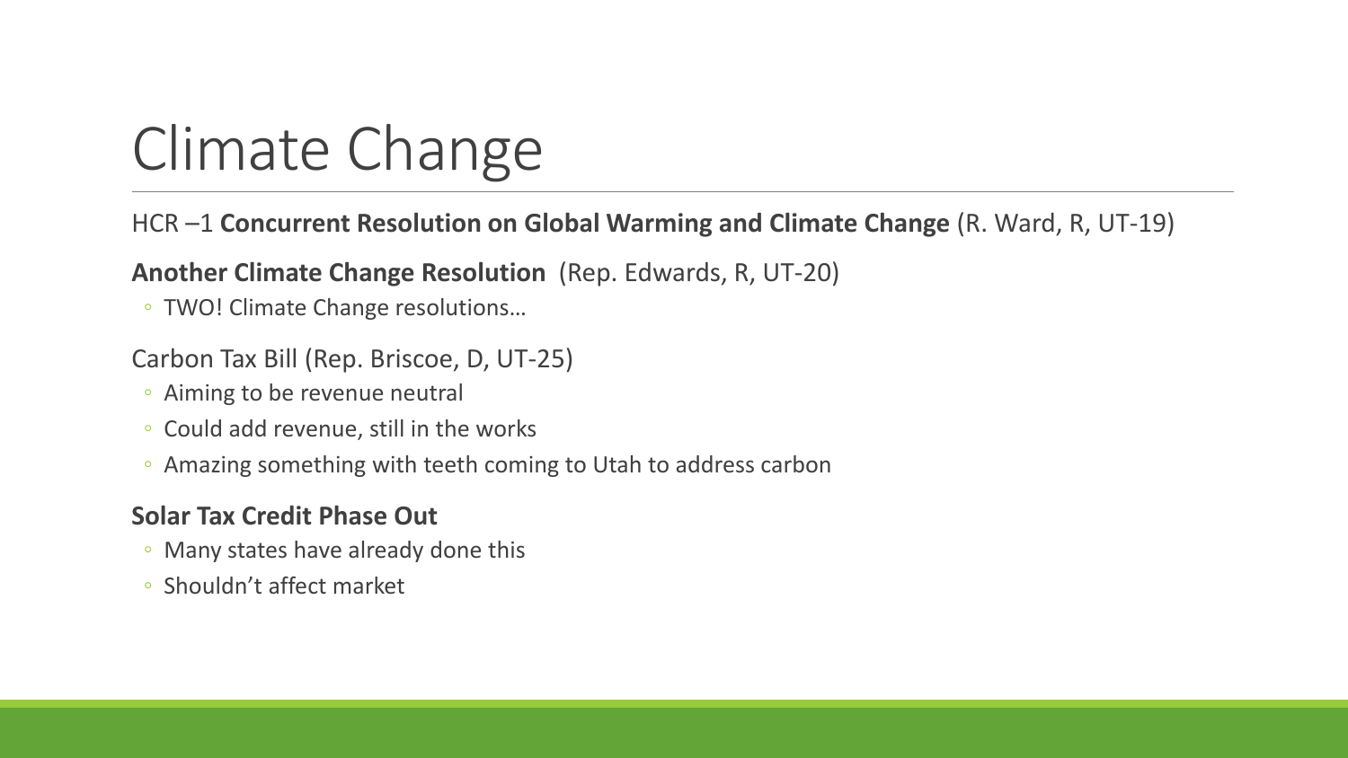# Climate Change

HCR –1 **Concurrent Resolution on Global Warming and Climate Change** (R. Ward, R, UT-19)

**Another Climate Change Resolution** (Rep. Edwards, R, UT-20)

- TWO! Climate Change resolutions…

Carbon Tax Bill (Rep. Briscoe, D, UT-25)

- Aiming to be revenue neutral
- Could add revenue, still in the works
- Amazing something with teeth coming to Utah to address carbon

**Solar Tax Credit Phase Out**

- Many states have already done this
- Shouldn't affect market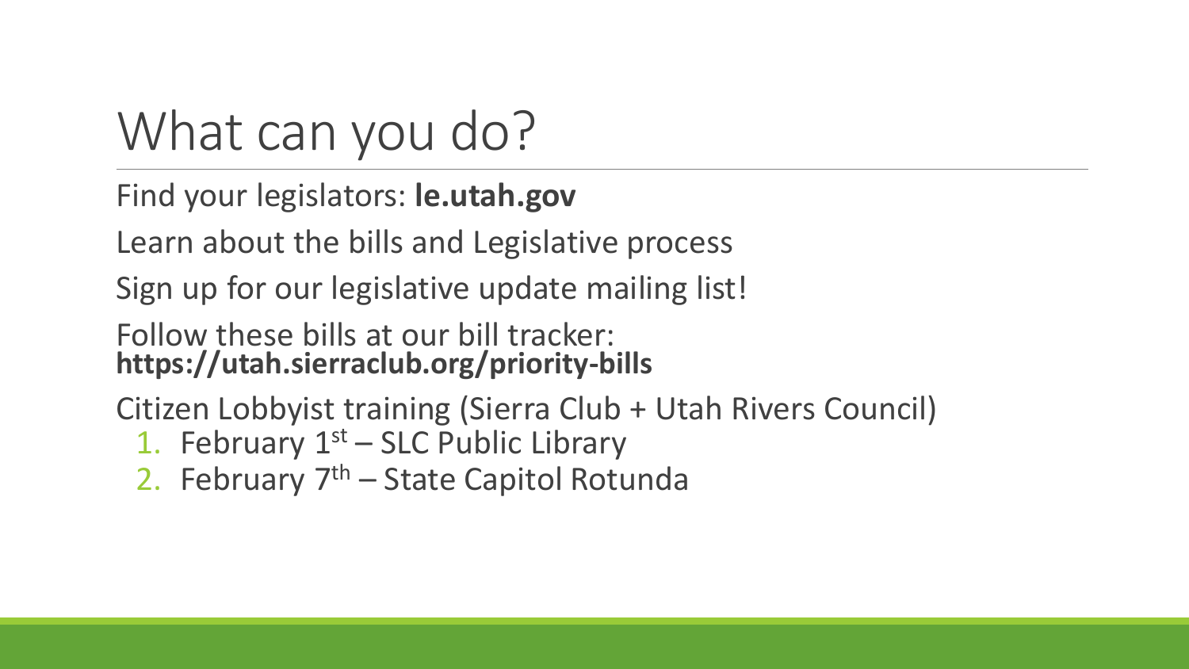# What can you do?

Find your legislators: **le.utah.gov**

Learn about the bills and Legislative process

Sign up for our legislative update mailing list!

Follow these bills at our bill tracker: **https://utah.sierraclub.org/priority-bills**

Citizen Lobbyist training (Sierra Club + Utah Rivers Council)

1. February 1st – SLC Public Library
2. February 7th – State Capitol Rotunda